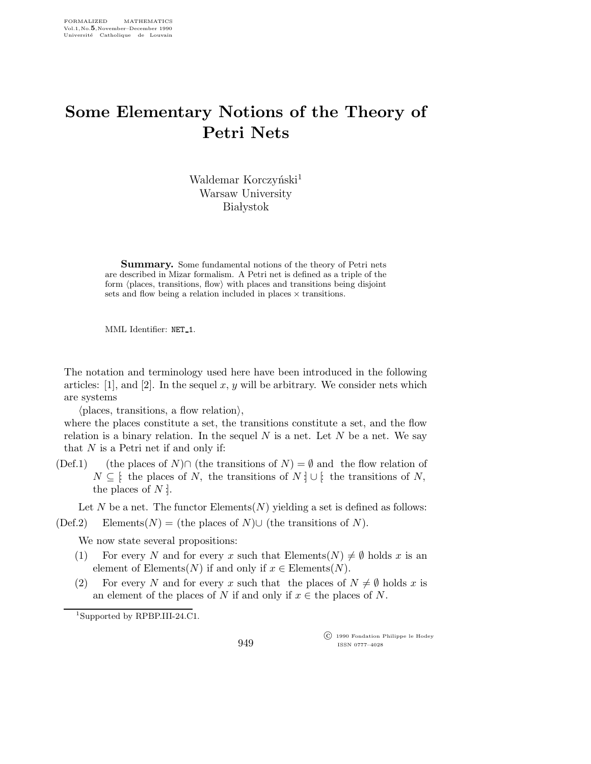# Some Elementary Notions of the Theory of Petri Nets

Waldemar Korczyński[1]
Warsaw University
Białystok

**Summary.** Some fundamental notions of the theory of Petri nets are described in Mizar formalism. A Petri net is defined as a triple of the form ⟨places, transitions, flow⟩ with places and transitions being disjoint sets and flow being a relation included in places × transitions.

MML Identifier: NET_1.

The notation and terminology used here have been introduced in the following articles: [1], and [2]. In the sequel $x$, $y$ will be arbitrary. We consider nets which are systems

⟨places, transitions, a flow relation⟩,

where the places constitute a set, the transitions constitute a set, and the flow relation is a binary relation. In the sequel $N$ is a net. Let $N$ be a net. We say that $N$ is a Petri net if and only if:

(Def.1) (the places of $N$)$\cap$ (the transitions of $N$) $= \emptyset$ and the flow relation of $N \subseteq$ [: the places of $N$, the transitions of $N$ :] $\cup$ [: the transitions of $N$, the places of $N$ :].

Let $N$ be a net. The functor Elements($N$) yielding a set is defined as follows:

(Def.2) Elements($N$) = (the places of $N$)$\cup$ (the transitions of $N$).

We now state several propositions:

(1) For every $N$ and for every $x$ such that Elements($N$) $\neq \emptyset$ holds $x$ is an element of Elements($N$) if and only if $x \in$ Elements($N$).

(2) For every $N$ and for every $x$ such that the places of $N \neq \emptyset$ holds $x$ is an element of the places of $N$ if and only if $x \in$ the places of $N$.

[1]Supported by RPBP.III-24.C1.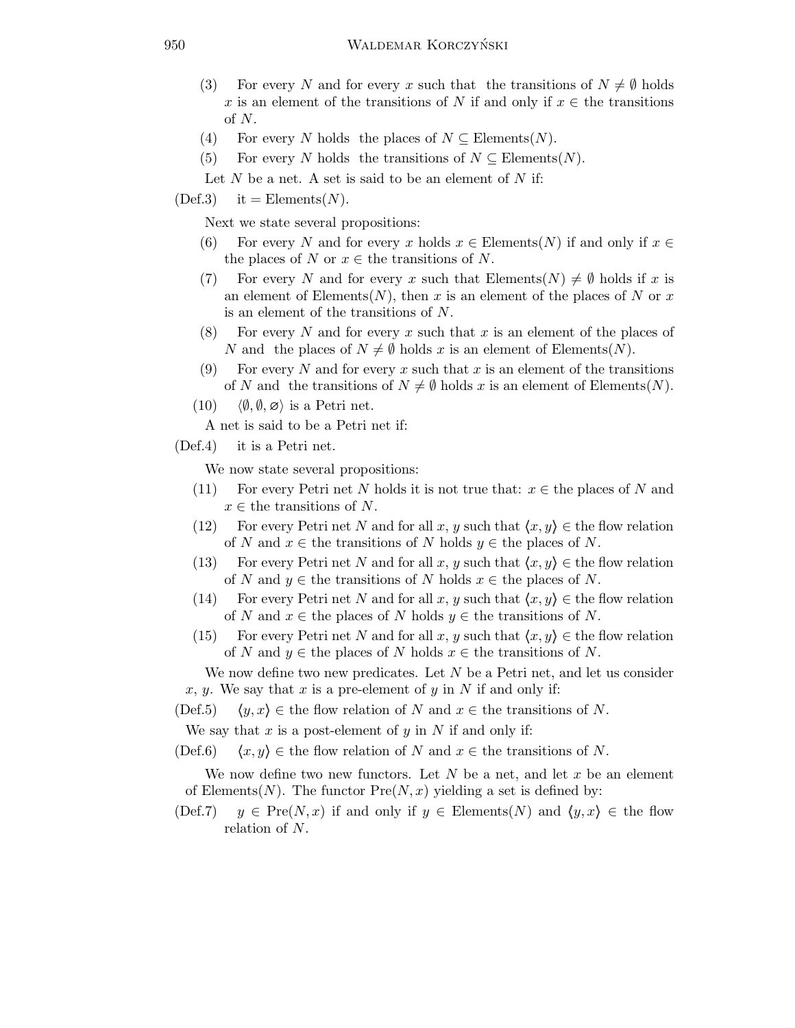(3) For every $N$ and for every $x$ such that the transitions of $N \neq \emptyset$ holds $x$ is an element of the transitions of $N$ if and only if $x \in$ the transitions of $N$.

(4) For every $N$ holds the places of $N \subseteq \text{Elements}(N)$.

(5) For every $N$ holds the transitions of $N \subseteq \text{Elements}(N)$.

Let $N$ be a net. A set is said to be an element of $N$ if:

(Def.3) it $= \text{Elements}(N)$.

Next we state several propositions:

(6) For every $N$ and for every $x$ holds $x \in \text{Elements}(N)$ if and only if $x \in$ the places of $N$ or $x \in$ the transitions of $N$.

(7) For every $N$ and for every $x$ such that $\text{Elements}(N) \neq \emptyset$ holds if $x$ is an element of $\text{Elements}(N)$, then $x$ is an element of the places of $N$ or $x$ is an element of the transitions of $N$.

(8) For every $N$ and for every $x$ such that $x$ is an element of the places of $N$ and the places of $N \neq \emptyset$ holds $x$ is an element of $\text{Elements}(N)$.

(9) For every $N$ and for every $x$ such that $x$ is an element of the transitions of $N$ and the transitions of $N \neq \emptyset$ holds $x$ is an element of $\text{Elements}(N)$.

(10) $\langle \emptyset, \emptyset, \varnothing \rangle$ is a Petri net.

A net is said to be a Petri net if:

(Def.4) it is a Petri net.

We now state several propositions:

(11) For every Petri net $N$ holds it is not true that: $x \in$ the places of $N$ and $x \in$ the transitions of $N$.

(12) For every Petri net $N$ and for all $x, y$ such that $\langle x, y \rangle \in$ the flow relation of $N$ and $x \in$ the transitions of $N$ holds $y \in$ the places of $N$.

(13) For every Petri net $N$ and for all $x, y$ such that $\langle x, y \rangle \in$ the flow relation of $N$ and $y \in$ the transitions of $N$ holds $x \in$ the places of $N$.

(14) For every Petri net $N$ and for all $x, y$ such that $\langle x, y \rangle \in$ the flow relation of $N$ and $x \in$ the places of $N$ holds $y \in$ the transitions of $N$.

(15) For every Petri net $N$ and for all $x, y$ such that $\langle x, y \rangle \in$ the flow relation of $N$ and $y \in$ the places of $N$ holds $x \in$ the transitions of $N$.

We now define two new predicates. Let $N$ be a Petri net, and let us consider $x$, $y$. We say that $x$ is a pre-element of $y$ in $N$ if and only if:

(Def.5) $\langle y, x \rangle \in$ the flow relation of $N$ and $x \in$ the transitions of $N$.

We say that $x$ is a post-element of $y$ in $N$ if and only if:

(Def.6) $\langle x, y \rangle \in$ the flow relation of $N$ and $x \in$ the transitions of $N$.

We now define two new functors. Let $N$ be a net, and let $x$ be an element of $\text{Elements}(N)$. The functor $\text{Pre}(N, x)$ yielding a set is defined by:

(Def.7) $y \in \text{Pre}(N, x)$ if and only if $y \in \text{Elements}(N)$ and $\langle y, x \rangle \in$ the flow relation of $N$.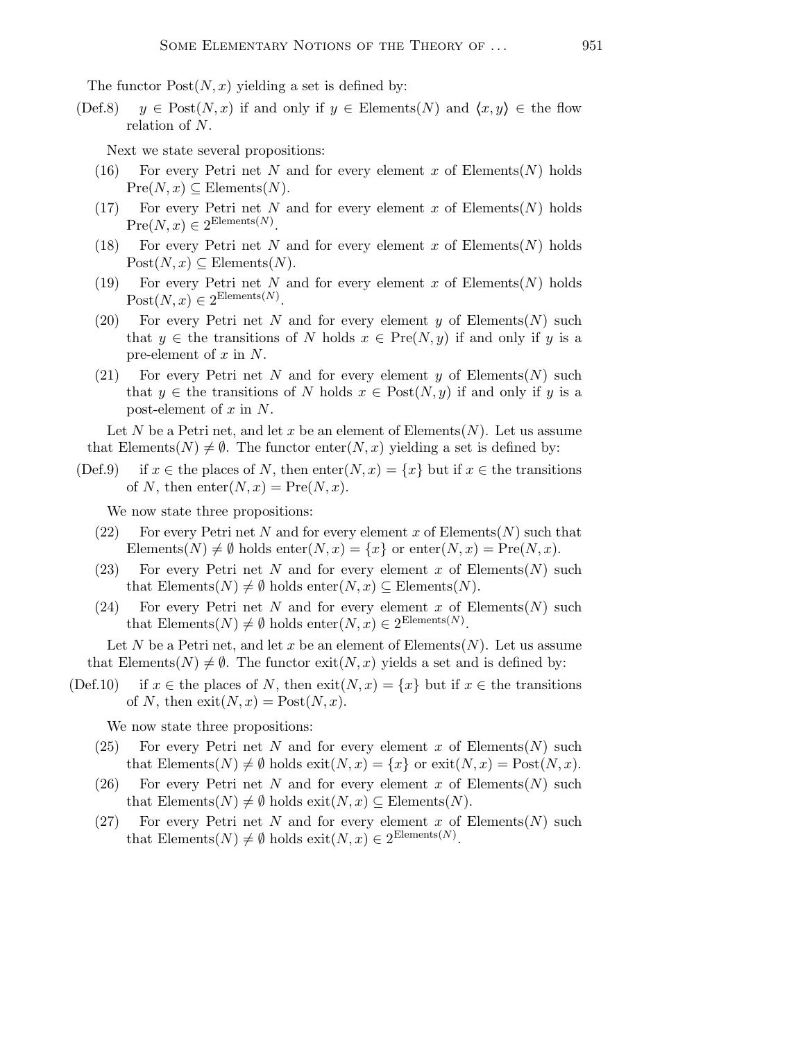The functor $\mathrm{Post}(N, x)$ yielding a set is defined by:

(Def.8) $y \in \mathrm{Post}(N, x)$ if and only if $y \in \mathrm{Elements}(N)$ and $\langle x, y\rangle \in$ the flow relation of $N$.

Next we state several propositions:

(16) For every Petri net $N$ and for every element $x$ of $\mathrm{Elements}(N)$ holds $\mathrm{Pre}(N, x) \subseteq \mathrm{Elements}(N)$.

(17) For every Petri net $N$ and for every element $x$ of $\mathrm{Elements}(N)$ holds $\mathrm{Pre}(N, x) \in 2^{\mathrm{Elements}(N)}$.

(18) For every Petri net $N$ and for every element $x$ of $\mathrm{Elements}(N)$ holds $\mathrm{Post}(N, x) \subseteq \mathrm{Elements}(N)$.

(19) For every Petri net $N$ and for every element $x$ of $\mathrm{Elements}(N)$ holds $\mathrm{Post}(N, x) \in 2^{\mathrm{Elements}(N)}$.

(20) For every Petri net $N$ and for every element $y$ of $\mathrm{Elements}(N)$ such that $y \in$ the transitions of $N$ holds $x \in \mathrm{Pre}(N, y)$ if and only if $y$ is a pre-element of $x$ in $N$.

(21) For every Petri net $N$ and for every element $y$ of $\mathrm{Elements}(N)$ such that $y \in$ the transitions of $N$ holds $x \in \mathrm{Post}(N, y)$ if and only if $y$ is a post-element of $x$ in $N$.

Let $N$ be a Petri net, and let $x$ be an element of $\mathrm{Elements}(N)$. Let us assume that $\mathrm{Elements}(N) \neq \emptyset$. The functor $\mathrm{enter}(N, x)$ yielding a set is defined by:

(Def.9) if $x \in$ the places of $N$, then $\mathrm{enter}(N, x) = \{x\}$ but if $x \in$ the transitions of $N$, then $\mathrm{enter}(N, x) = \mathrm{Pre}(N, x)$.

We now state three propositions:

(22) For every Petri net $N$ and for every element $x$ of $\mathrm{Elements}(N)$ such that $\mathrm{Elements}(N) \neq \emptyset$ holds $\mathrm{enter}(N, x) = \{x\}$ or $\mathrm{enter}(N, x) = \mathrm{Pre}(N, x)$.

(23) For every Petri net $N$ and for every element $x$ of $\mathrm{Elements}(N)$ such that $\mathrm{Elements}(N) \neq \emptyset$ holds $\mathrm{enter}(N, x) \subseteq \mathrm{Elements}(N)$.

(24) For every Petri net $N$ and for every element $x$ of $\mathrm{Elements}(N)$ such that $\mathrm{Elements}(N) \neq \emptyset$ holds $\mathrm{enter}(N, x) \in 2^{\mathrm{Elements}(N)}$.

Let $N$ be a Petri net, and let $x$ be an element of $\mathrm{Elements}(N)$. Let us assume that $\mathrm{Elements}(N) \neq \emptyset$. The functor $\mathrm{exit}(N, x)$ yields a set and is defined by:

(Def.10) if $x \in$ the places of $N$, then $\mathrm{exit}(N, x) = \{x\}$ but if $x \in$ the transitions of $N$, then $\mathrm{exit}(N, x) = \mathrm{Post}(N, x)$.

We now state three propositions:

(25) For every Petri net $N$ and for every element $x$ of $\mathrm{Elements}(N)$ such that $\mathrm{Elements}(N) \neq \emptyset$ holds $\mathrm{exit}(N, x) = \{x\}$ or $\mathrm{exit}(N, x) = \mathrm{Post}(N, x)$.

(26) For every Petri net $N$ and for every element $x$ of $\mathrm{Elements}(N)$ such that $\mathrm{Elements}(N) \neq \emptyset$ holds $\mathrm{exit}(N, x) \subseteq \mathrm{Elements}(N)$.

(27) For every Petri net $N$ and for every element $x$ of $\mathrm{Elements}(N)$ such that $\mathrm{Elements}(N) \neq \emptyset$ holds $\mathrm{exit}(N, x) \in 2^{\mathrm{Elements}(N)}$.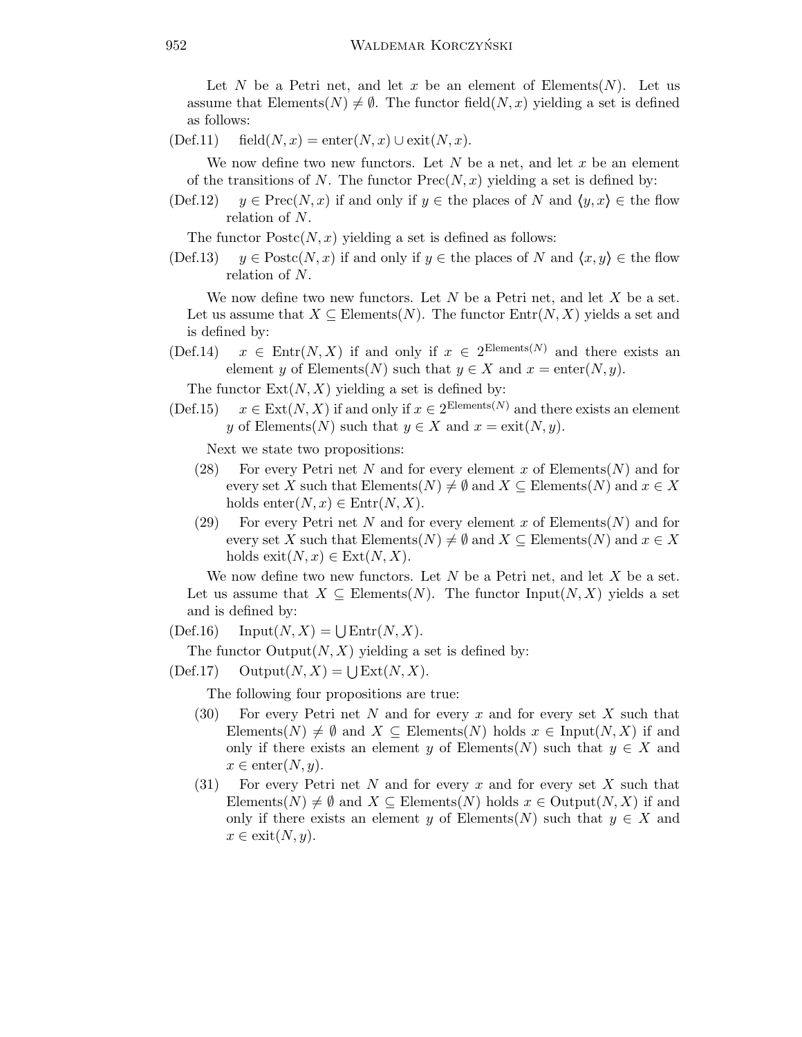Let $N$ be a Petri net, and let $x$ be an element of $\mathrm{Elements}(N)$. Let us assume that $\mathrm{Elements}(N) \neq \emptyset$. The functor $\mathrm{field}(N, x)$ yielding a set is defined as follows:

(Def.11) $\mathrm{field}(N, x) = \mathrm{enter}(N, x) \cup \mathrm{exit}(N, x)$.

We now define two new functors. Let $N$ be a net, and let $x$ be an element of the transitions of $N$. The functor $\mathrm{Prec}(N, x)$ yielding a set is defined by:

(Def.12) $y \in \mathrm{Prec}(N, x)$ if and only if $y \in$ the places of $N$ and $\langle y, x \rangle \in$ the flow relation of $N$.

The functor $\mathrm{Postc}(N, x)$ yielding a set is defined as follows:

(Def.13) $y \in \mathrm{Postc}(N, x)$ if and only if $y \in$ the places of $N$ and $\langle x, y \rangle \in$ the flow relation of $N$.

We now define two new functors. Let $N$ be a Petri net, and let $X$ be a set. Let us assume that $X \subseteq \mathrm{Elements}(N)$. The functor $\mathrm{Entr}(N, X)$ yields a set and is defined by:

(Def.14) $x \in \mathrm{Entr}(N, X)$ if and only if $x \in 2^{\mathrm{Elements}(N)}$ and there exists an element $y$ of $\mathrm{Elements}(N)$ such that $y \in X$ and $x = \mathrm{enter}(N, y)$.

The functor $\mathrm{Ext}(N, X)$ yielding a set is defined by:

(Def.15) $x \in \mathrm{Ext}(N, X)$ if and only if $x \in 2^{\mathrm{Elements}(N)}$ and there exists an element $y$ of $\mathrm{Elements}(N)$ such that $y \in X$ and $x = \mathrm{exit}(N, y)$.

Next we state two propositions:

(28) For every Petri net $N$ and for every element $x$ of $\mathrm{Elements}(N)$ and for every set $X$ such that $\mathrm{Elements}(N) \neq \emptyset$ and $X \subseteq \mathrm{Elements}(N)$ and $x \in X$ holds $\mathrm{enter}(N, x) \in \mathrm{Entr}(N, X)$.

(29) For every Petri net $N$ and for every element $x$ of $\mathrm{Elements}(N)$ and for every set $X$ such that $\mathrm{Elements}(N) \neq \emptyset$ and $X \subseteq \mathrm{Elements}(N)$ and $x \in X$ holds $\mathrm{exit}(N, x) \in \mathrm{Ext}(N, X)$.

We now define two new functors. Let $N$ be a Petri net, and let $X$ be a set. Let us assume that $X \subseteq \mathrm{Elements}(N)$. The functor $\mathrm{Input}(N, X)$ yields a set and is defined by:

(Def.16) $\mathrm{Input}(N, X) = \bigcup \mathrm{Entr}(N, X)$.

The functor $\mathrm{Output}(N, X)$ yielding a set is defined by:

(Def.17) $\mathrm{Output}(N, X) = \bigcup \mathrm{Ext}(N, X)$.

The following four propositions are true:

(30) For every Petri net $N$ and for every $x$ and for every set $X$ such that $\mathrm{Elements}(N) \neq \emptyset$ and $X \subseteq \mathrm{Elements}(N)$ holds $x \in \mathrm{Input}(N, X)$ if and only if there exists an element $y$ of $\mathrm{Elements}(N)$ such that $y \in X$ and $x \in \mathrm{enter}(N, y)$.

(31) For every Petri net $N$ and for every $x$ and for every set $X$ such that $\mathrm{Elements}(N) \neq \emptyset$ and $X \subseteq \mathrm{Elements}(N)$ holds $x \in \mathrm{Output}(N, X)$ if and only if there exists an element $y$ of $\mathrm{Elements}(N)$ such that $y \in X$ and $x \in \mathrm{exit}(N, y)$.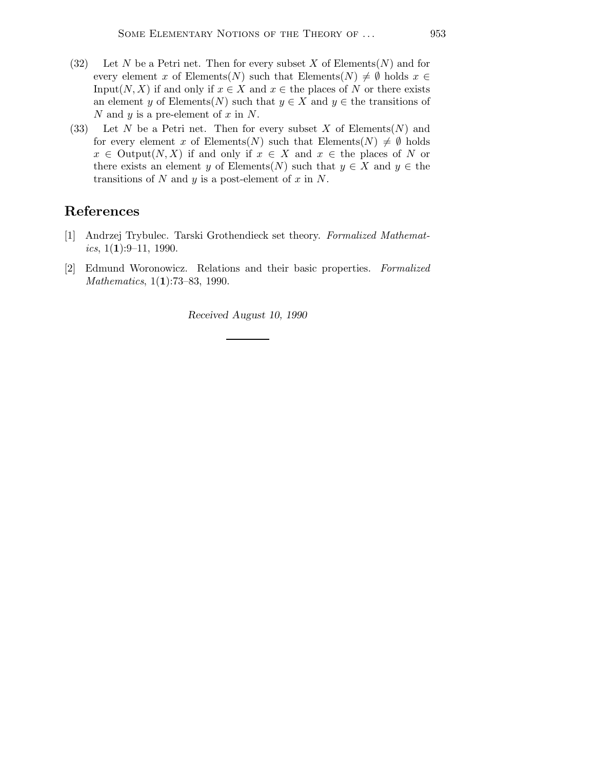(32) Let $N$ be a Petri net. Then for every subset $X$ of Elements($N$) and for every element $x$ of Elements($N$) such that Elements($N$) $\neq \emptyset$ holds $x \in$ Input($N, X$) if and only if $x \in X$ and $x \in$ the places of $N$ or there exists an element $y$ of Elements($N$) such that $y \in X$ and $y \in$ the transitions of $N$ and $y$ is a pre-element of $x$ in $N$.

(33) Let $N$ be a Petri net. Then for every subset $X$ of Elements($N$) and for every element $x$ of Elements($N$) such that Elements($N$) $\neq \emptyset$ holds $x \in$ Output($N, X$) if and only if $x \in X$ and $x \in$ the places of $N$ or there exists an element $y$ of Elements($N$) such that $y \in X$ and $y \in$ the transitions of $N$ and $y$ is a post-element of $x$ in $N$.

## References

[1] Andrzej Trybulec. Tarski Grothendieck set theory. *Formalized Mathematics*, 1(**1**):9–11, 1990.

[2] Edmund Woronowicz. Relations and their basic properties. *Formalized Mathematics*, 1(**1**):73–83, 1990.

*Received August 10, 1990*